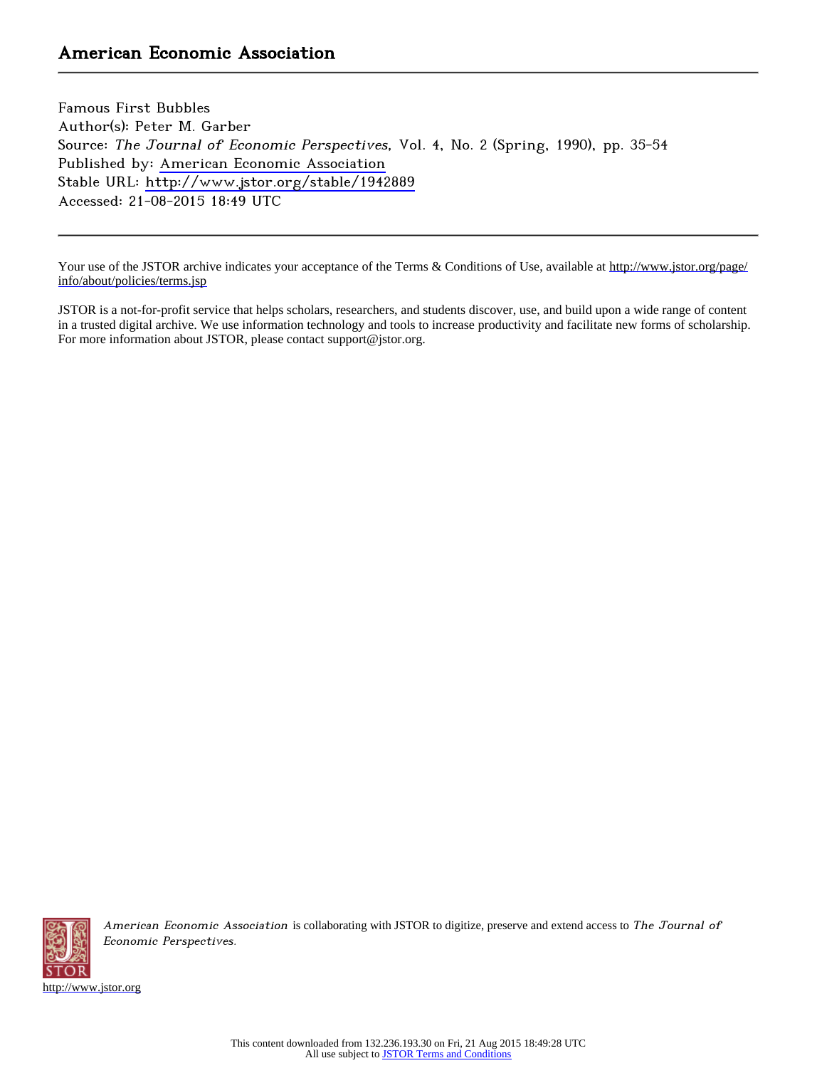# American Economic Association

Famous First Bubbles
Author(s): Peter M. Garber
Source: *The Journal of Economic Perspectives*, Vol. 4, No. 2 (Spring, 1990), pp. 35-54
Published by: American Economic Association
Stable URL: http://www.jstor.org/stable/1942889
Accessed: 21-08-2015 18:49 UTC

---

Your use of the JSTOR archive indicates your acceptance of the Terms & Conditions of Use, available at http://www.jstor.org/page/info/about/policies/terms.jsp

JSTOR is a not-for-profit service that helps scholars, researchers, and students discover, use, and build upon a wide range of content in a trusted digital archive. We use information technology and tools to increase productivity and facilitate new forms of scholarship. For more information about JSTOR, please contact support@jstor.org.

*American Economic Association* is collaborating with JSTOR to digitize, preserve and extend access to *The Journal of Economic Perspectives.*

http://www.jstor.org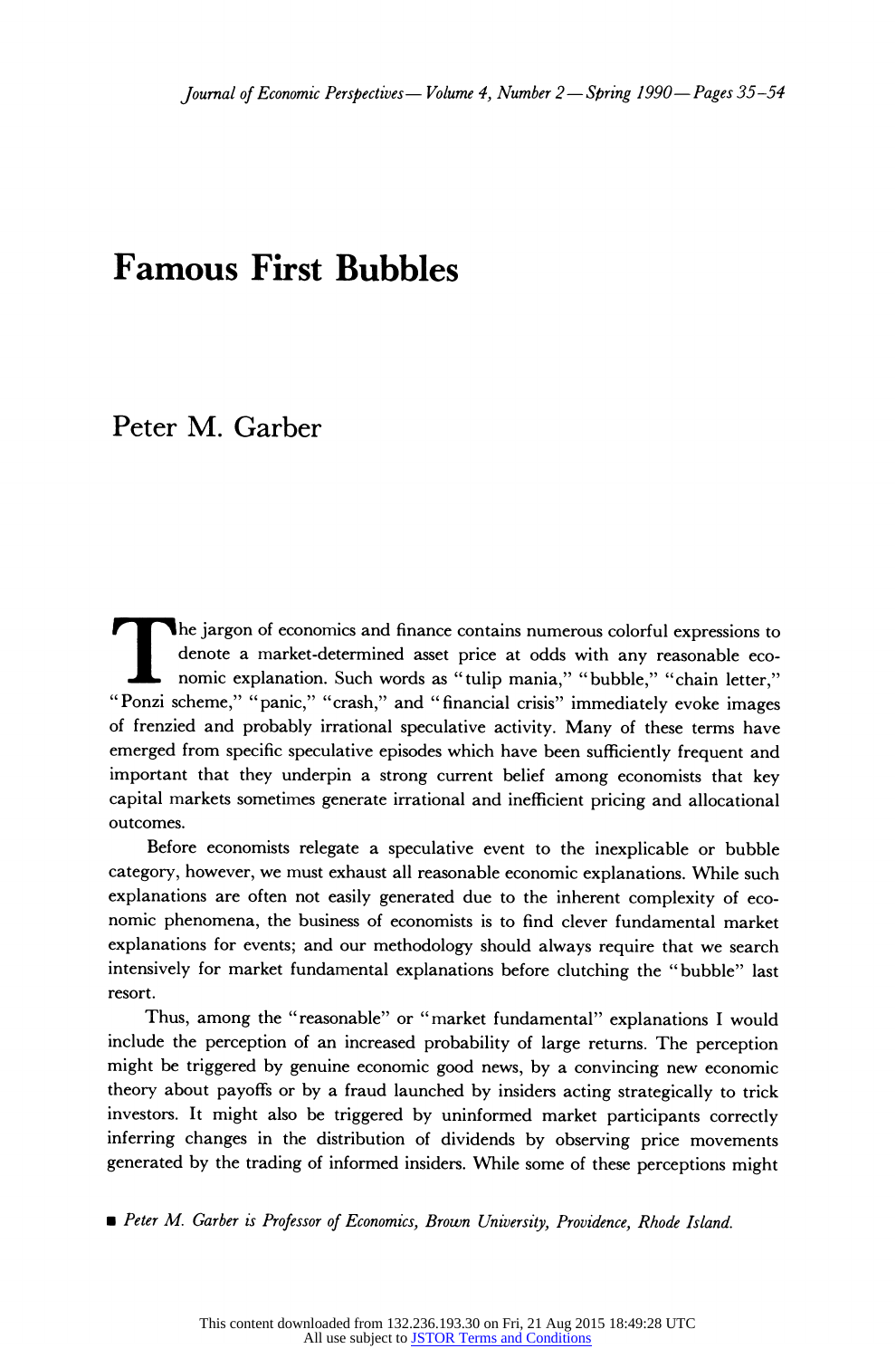# Famous First Bubbles

## Peter M. Garber

The jargon of economics and finance contains numerous colorful expressions to denote a market-determined asset price at odds with any reasonable economic explanation. Such words as "tulip mania," "bubble," "chain letter," "Ponzi scheme," "panic," "crash," and "financial crisis" immediately evoke images of frenzied and probably irrational speculative activity. Many of these terms have emerged from specific speculative episodes which have been sufficiently frequent and important that they underpin a strong current belief among economists that key capital markets sometimes generate irrational and inefficient pricing and allocational outcomes.

Before economists relegate a speculative event to the inexplicable or bubble category, however, we must exhaust all reasonable economic explanations. While such explanations are often not easily generated due to the inherent complexity of economic phenomena, the business of economists is to find clever fundamental market explanations for events; and our methodology should always require that we search intensively for market fundamental explanations before clutching the "bubble" last resort.

Thus, among the "reasonable" or "market fundamental" explanations I would include the perception of an increased probability of large returns. The perception might be triggered by genuine economic good news, by a convincing new economic theory about payoffs or by a fraud launched by insiders acting strategically to trick investors. It might also be triggered by uninformed market participants correctly inferring changes in the distribution of dividends by observing price movements generated by the trading of informed insiders. While some of these perceptions might

*Peter M. Garber is Professor of Economics, Brown University, Providence, Rhode Island.*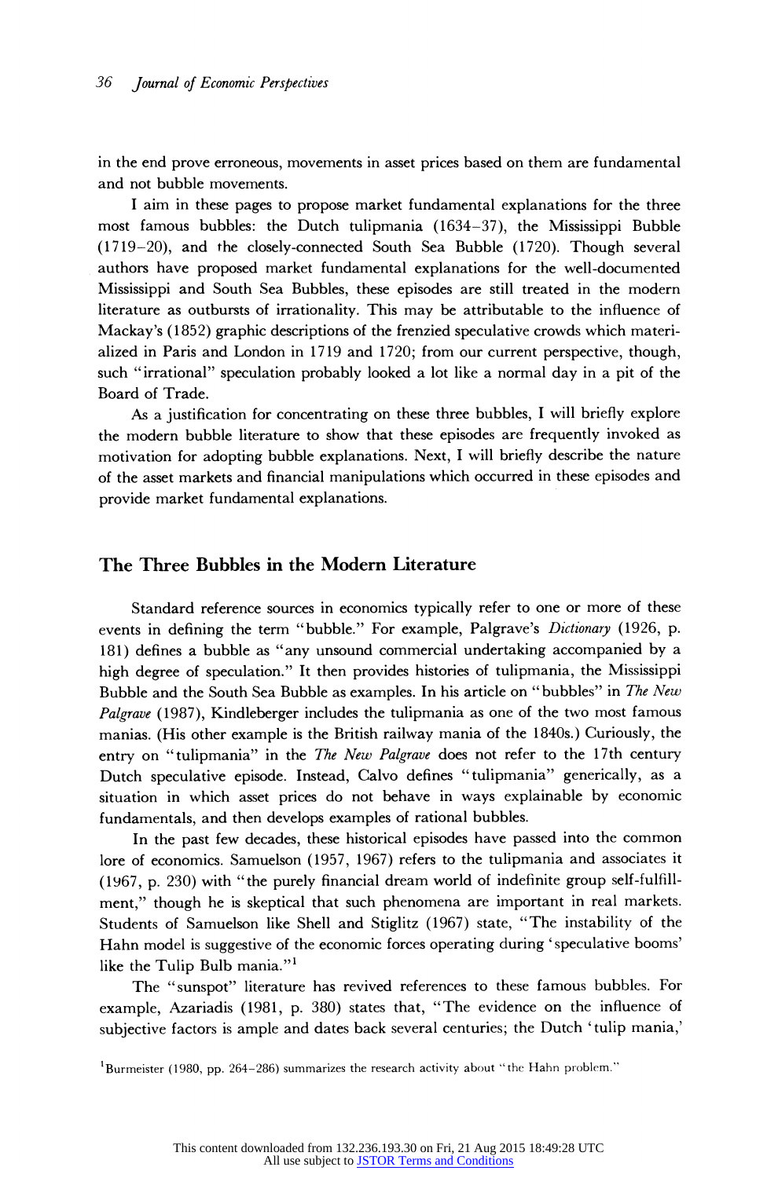in the end prove erroneous, movements in asset prices based on them are fundamental and not bubble movements.

I aim in these pages to propose market fundamental explanations for the three most famous bubbles: the Dutch tulipmania (1634–37), the Mississippi Bubble (1719–20), and the closely-connected South Sea Bubble (1720). Though several authors have proposed market fundamental explanations for the well-documented Mississippi and South Sea Bubbles, these episodes are still treated in the modern literature as outbursts of irrationality. This may be attributable to the influence of Mackay's (1852) graphic descriptions of the frenzied speculative crowds which materialized in Paris and London in 1719 and 1720; from our current perspective, though, such "irrational" speculation probably looked a lot like a normal day in a pit of the Board of Trade.

As a justification for concentrating on these three bubbles, I will briefly explore the modern bubble literature to show that these episodes are frequently invoked as motivation for adopting bubble explanations. Next, I will briefly describe the nature of the asset markets and financial manipulations which occurred in these episodes and provide market fundamental explanations.

## The Three Bubbles in the Modern Literature

Standard reference sources in economics typically refer to one or more of these events in defining the term "bubble." For example, Palgrave's *Dictionary* (1926, p. 181) defines a bubble as "any unsound commercial undertaking accompanied by a high degree of speculation." It then provides histories of tulipmania, the Mississippi Bubble and the South Sea Bubble as examples. In his article on "bubbles" in *The New Palgrave* (1987), Kindleberger includes the tulipmania as one of the two most famous manias. (His other example is the British railway mania of the 1840s.) Curiously, the entry on "tulipmania" in the *The New Palgrave* does not refer to the 17th century Dutch speculative episode. Instead, Calvo defines "tulipmania" generically, as a situation in which asset prices do not behave in ways explainable by economic fundamentals, and then develops examples of rational bubbles.

In the past few decades, these historical episodes have passed into the common lore of economics. Samuelson (1957, 1967) refers to the tulipmania and associates it (1967, p. 230) with "the purely financial dream world of indefinite group self-fulfillment," though he is skeptical that such phenomena are important in real markets. Students of Samuelson like Shell and Stiglitz (1967) state, "The instability of the Hahn model is suggestive of the economic forces operating during 'speculative booms' like the Tulip Bulb mania."[1]

The "sunspot" literature has revived references to these famous bubbles. For example, Azariadis (1981, p. 380) states that, "The evidence on the influence of subjective factors is ample and dates back several centuries; the Dutch 'tulip mania,'

[1] Burmeister (1980, pp. 264–286) summarizes the research activity about "the Hahn problem."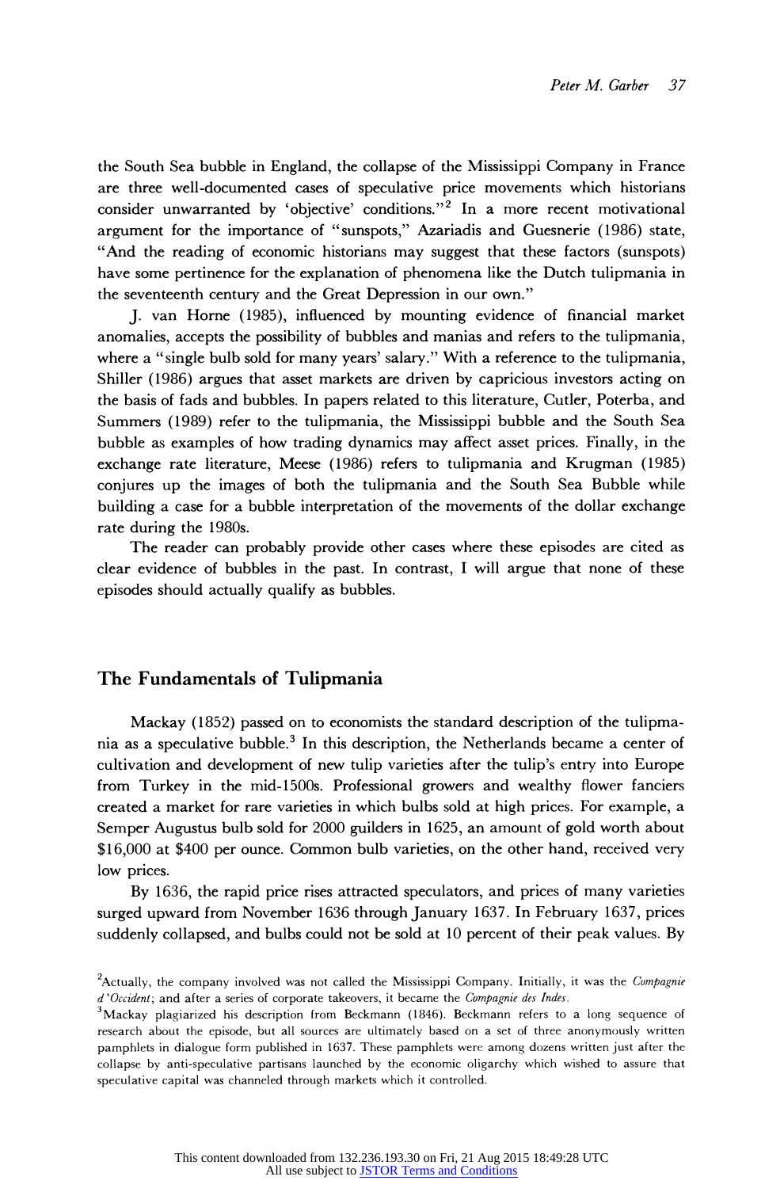the South Sea bubble in England, the collapse of the Mississippi Company in France are three well-documented cases of speculative price movements which historians consider unwarranted by 'objective' conditions."[2] In a more recent motivational argument for the importance of "sunspots," Azariadis and Guesnerie (1986) state, "And the reading of economic historians may suggest that these factors (sunspots) have some pertinence for the explanation of phenomena like the Dutch tulipmania in the seventeenth century and the Great Depression in our own."

J. van Horne (1985), influenced by mounting evidence of financial market anomalies, accepts the possibility of bubbles and manias and refers to the tulipmania, where a "single bulb sold for many years' salary." With a reference to the tulipmania, Shiller (1986) argues that asset markets are driven by capricious investors acting on the basis of fads and bubbles. In papers related to this literature, Cutler, Poterba, and Summers (1989) refer to the tulipmania, the Mississippi bubble and the South Sea bubble as examples of how trading dynamics may affect asset prices. Finally, in the exchange rate literature, Meese (1986) refers to tulipmania and Krugman (1985) conjures up the images of both the tulipmania and the South Sea Bubble while building a case for a bubble interpretation of the movements of the dollar exchange rate during the 1980s.

The reader can probably provide other cases where these episodes are cited as clear evidence of bubbles in the past. In contrast, I will argue that none of these episodes should actually qualify as bubbles.

## The Fundamentals of Tulipmania

Mackay (1852) passed on to economists the standard description of the tulipmania as a speculative bubble.[3] In this description, the Netherlands became a center of cultivation and development of new tulip varieties after the tulip's entry into Europe from Turkey in the mid-1500s. Professional growers and wealthy flower fanciers created a market for rare varieties in which bulbs sold at high prices. For example, a Semper Augustus bulb sold for 2000 guilders in 1625, an amount of gold worth about $16,000 at $400 per ounce. Common bulb varieties, on the other hand, received very low prices.

By 1636, the rapid price rises attracted speculators, and prices of many varieties surged upward from November 1636 through January 1637. In February 1637, prices suddenly collapsed, and bulbs could not be sold at 10 percent of their peak values. By

[2] Actually, the company involved was not called the Mississippi Company. Initially, it was the *Compagnie d'Occident*; and after a series of corporate takeovers, it became the *Compagnie des Indes*.

[3] Mackay plagiarized his description from Beckmann (1846). Beckmann refers to a long sequence of research about the episode, but all sources are ultimately based on a set of three anonymously written pamphlets in dialogue form published in 1637. These pamphlets were among dozens written just after the collapse by anti-speculative partisans launched by the economic oligarchy which wished to assure that speculative capital was channeled through markets which it controlled.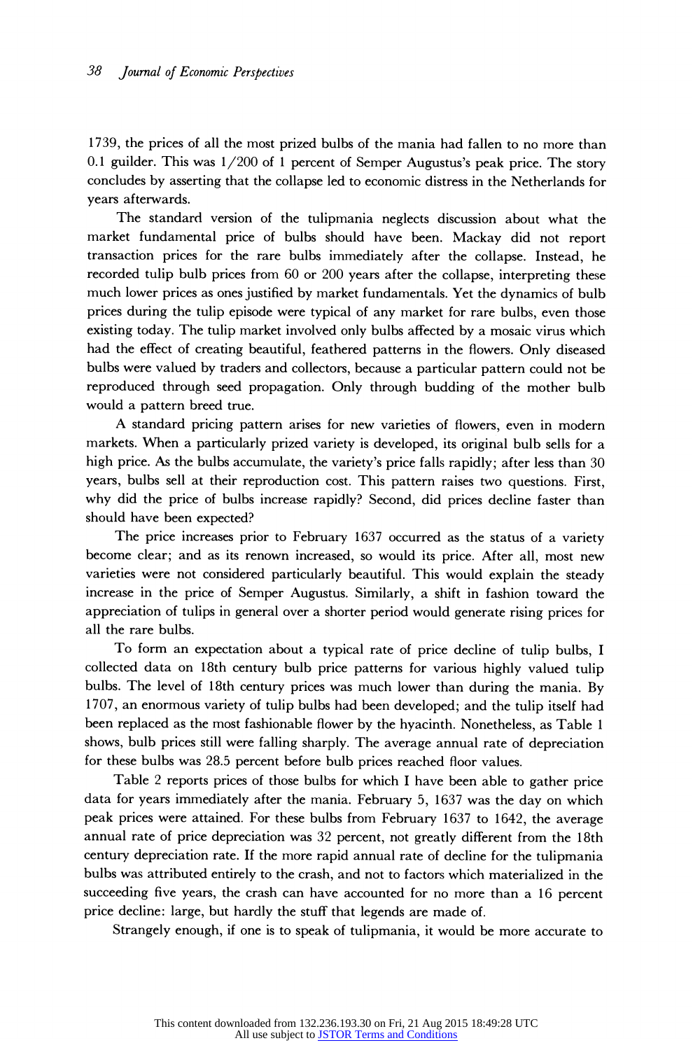1739, the prices of all the most prized bulbs of the mania had fallen to no more than 0.1 guilder. This was 1/200 of 1 percent of Semper Augustus's peak price. The story concludes by asserting that the collapse led to economic distress in the Netherlands for years afterwards.

The standard version of the tulipmania neglects discussion about what the market fundamental price of bulbs should have been. Mackay did not report transaction prices for the rare bulbs immediately after the collapse. Instead, he recorded tulip bulb prices from 60 or 200 years after the collapse, interpreting these much lower prices as ones justified by market fundamentals. Yet the dynamics of bulb prices during the tulip episode were typical of any market for rare bulbs, even those existing today. The tulip market involved only bulbs affected by a mosaic virus which had the effect of creating beautiful, feathered patterns in the flowers. Only diseased bulbs were valued by traders and collectors, because a particular pattern could not be reproduced through seed propagation. Only through budding of the mother bulb would a pattern breed true.

A standard pricing pattern arises for new varieties of flowers, even in modern markets. When a particularly prized variety is developed, its original bulb sells for a high price. As the bulbs accumulate, the variety's price falls rapidly; after less than 30 years, bulbs sell at their reproduction cost. This pattern raises two questions. First, why did the price of bulbs increase rapidly? Second, did prices decline faster than should have been expected?

The price increases prior to February 1637 occurred as the status of a variety become clear; and as its renown increased, so would its price. After all, most new varieties were not considered particularly beautiful. This would explain the steady increase in the price of Semper Augustus. Similarly, a shift in fashion toward the appreciation of tulips in general over a shorter period would generate rising prices for all the rare bulbs.

To form an expectation about a typical rate of price decline of tulip bulbs, I collected data on 18th century bulb price patterns for various highly valued tulip bulbs. The level of 18th century prices was much lower than during the mania. By 1707, an enormous variety of tulip bulbs had been developed; and the tulip itself had been replaced as the most fashionable flower by the hyacinth. Nonetheless, as Table 1 shows, bulb prices still were falling sharply. The average annual rate of depreciation for these bulbs was 28.5 percent before bulb prices reached floor values.

Table 2 reports prices of those bulbs for which I have been able to gather price data for years immediately after the mania. February 5, 1637 was the day on which peak prices were attained. For these bulbs from February 1637 to 1642, the average annual rate of price depreciation was 32 percent, not greatly different from the 18th century depreciation rate. If the more rapid annual rate of decline for the tulipmania bulbs was attributed entirely to the crash, and not to factors which materialized in the succeeding five years, the crash can have accounted for no more than a 16 percent price decline: large, but hardly the stuff that legends are made of.

Strangely enough, if one is to speak of tulipmania, it would be more accurate to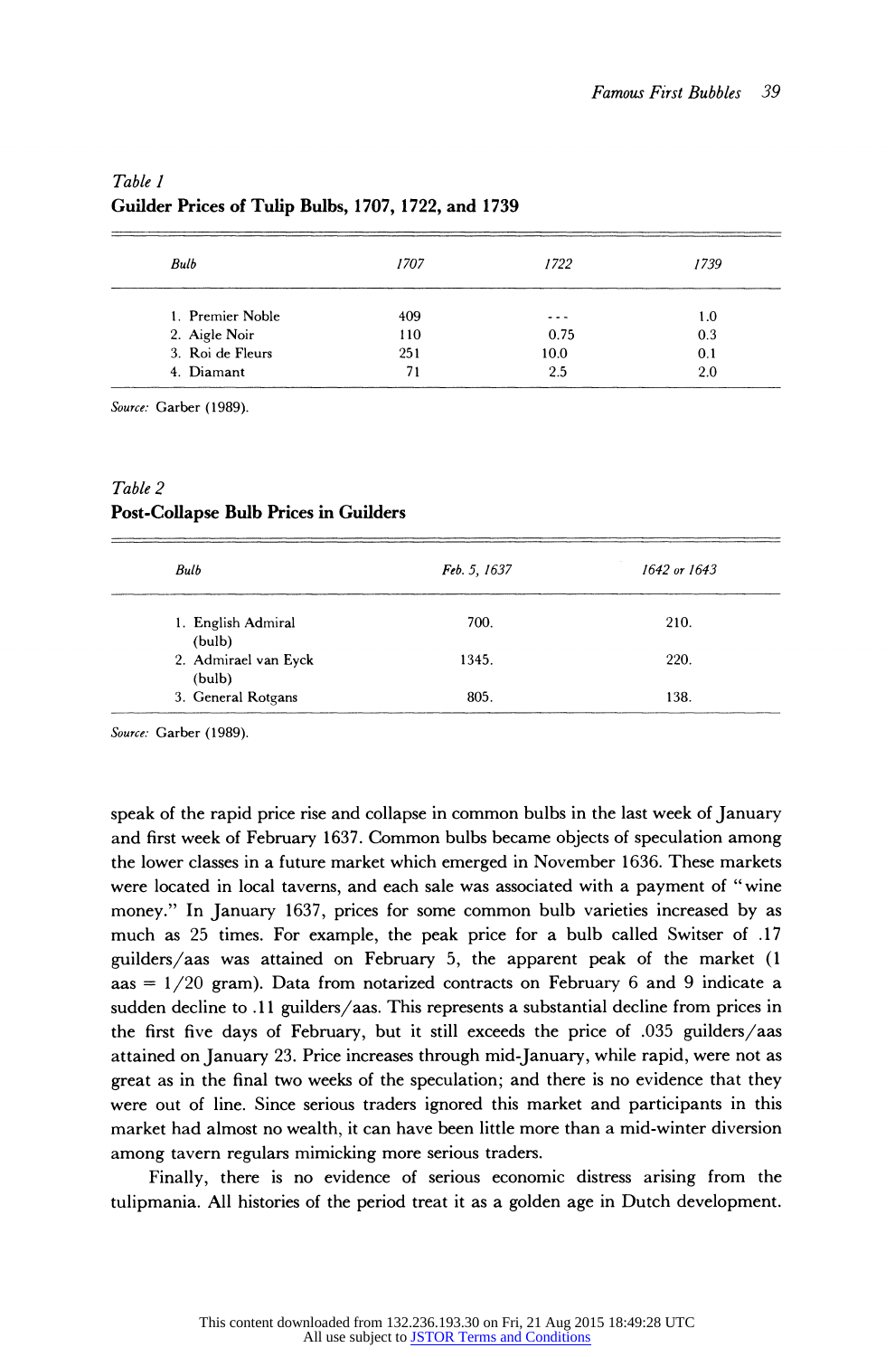*Table 1*
**Guilder Prices of Tulip Bulbs, 1707, 1722, and 1739**

| *Bulb* | *1707* | *1722* | *1739* |
|---|---|---|---|
| 1. Premier Noble | 409 | --- | 1.0 |
| 2. Aigle Noir | 110 | 0.75 | 0.3 |
| 3. Roi de Fleurs | 251 | 10.0 | 0.1 |
| 4. Diamant | 71 | 2.5 | 2.0 |

*Source:* Garber (1989).

*Table 2*
**Post-Collapse Bulb Prices in Guilders**

| *Bulb* | *Feb. 5, 1637* | *1642 or 1643* |
|---|---|---|
| 1. English Admiral (bulb) | 700. | 210. |
| 2. Admirael van Eyck (bulb) | 1345. | 220. |
| 3. General Rotgans | 805. | 138. |

*Source:* Garber (1989).

speak of the rapid price rise and collapse in common bulbs in the last week of January and first week of February 1637. Common bulbs became objects of speculation among the lower classes in a future market which emerged in November 1636. These markets were located in local taverns, and each sale was associated with a payment of "wine money." In January 1637, prices for some common bulb varieties increased by as much as 25 times. For example, the peak price for a bulb called Switser of .17 guilders/aas was attained on February 5, the apparent peak of the market (1 aas = 1/20 gram). Data from notarized contracts on February 6 and 9 indicate a sudden decline to .11 guilders/aas. This represents a substantial decline from prices in the first five days of February, but it still exceeds the price of .035 guilders/aas attained on January 23. Price increases through mid-January, while rapid, were not as great as in the final two weeks of the speculation; and there is no evidence that they were out of line. Since serious traders ignored this market and participants in this market had almost no wealth, it can have been little more than a mid-winter diversion among tavern regulars mimicking more serious traders.

Finally, there is no evidence of serious economic distress arising from the tulipmania. All histories of the period treat it as a golden age in Dutch development.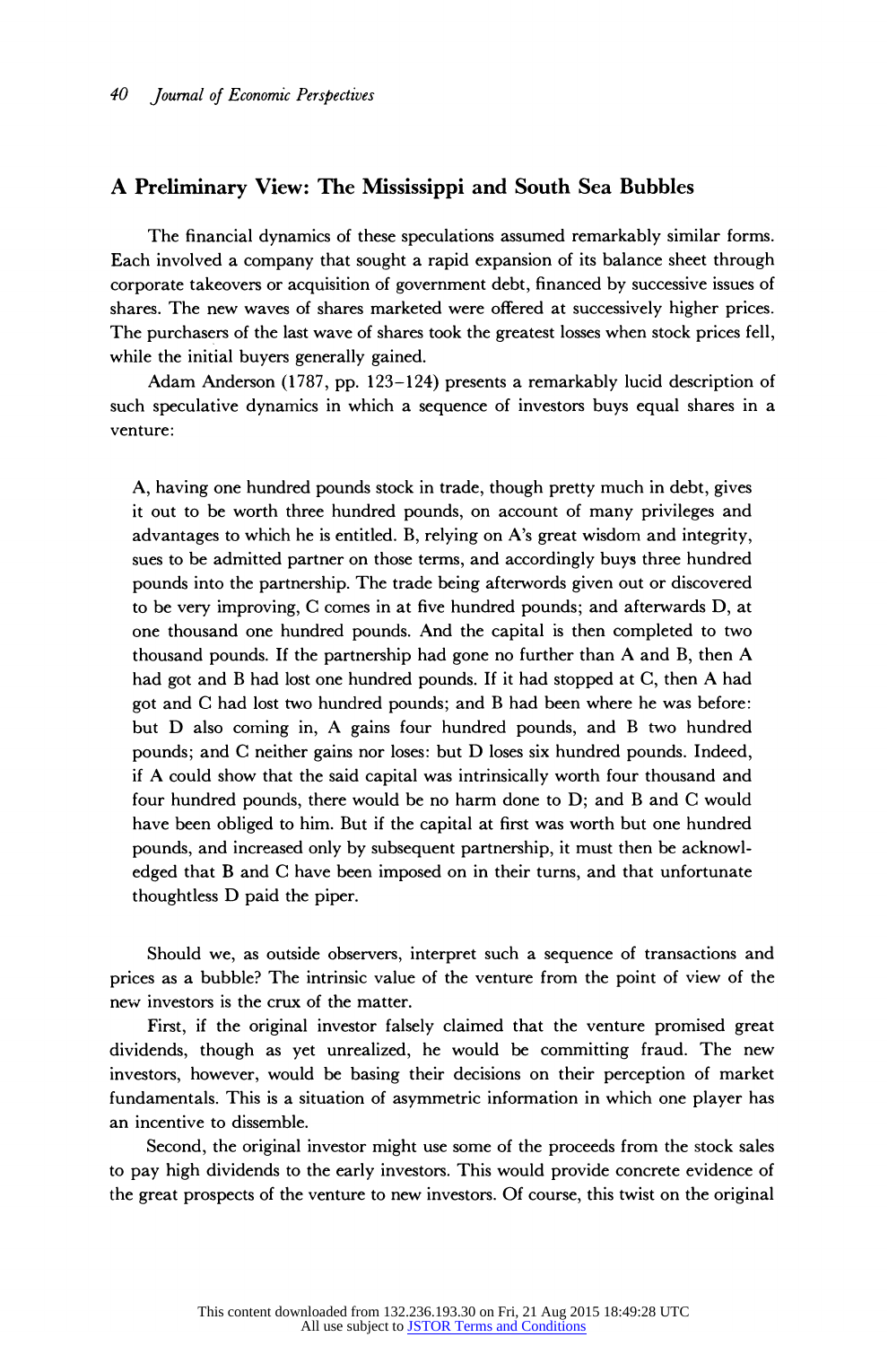## A Preliminary View: The Mississippi and South Sea Bubbles

The financial dynamics of these speculations assumed remarkably similar forms. Each involved a company that sought a rapid expansion of its balance sheet through corporate takeovers or acquisition of government debt, financed by successive issues of shares. The new waves of shares marketed were offered at successively higher prices. The purchasers of the last wave of shares took the greatest losses when stock prices fell, while the initial buyers generally gained.

Adam Anderson (1787, pp. 123–124) presents a remarkably lucid description of such speculative dynamics in which a sequence of investors buys equal shares in a venture:

> A, having one hundred pounds stock in trade, though pretty much in debt, gives it out to be worth three hundred pounds, on account of many privileges and advantages to which he is entitled. B, relying on A's great wisdom and integrity, sues to be admitted partner on those terms, and accordingly buys three hundred pounds into the partnership. The trade being afterwords given out or discovered to be very improving, C comes in at five hundred pounds; and afterwards D, at one thousand one hundred pounds. And the capital is then completed to two thousand pounds. If the partnership had gone no further than A and B, then A had got and B had lost one hundred pounds. If it had stopped at C, then A had got and C had lost two hundred pounds; and B had been where he was before: but D also coming in, A gains four hundred pounds, and B two hundred pounds; and C neither gains nor loses: but D loses six hundred pounds. Indeed, if A could show that the said capital was intrinsically worth four thousand and four hundred pounds, there would be no harm done to D; and B and C would have been obliged to him. But if the capital at first was worth but one hundred pounds, and increased only by subsequent partnership, it must then be acknowledged that B and C have been imposed on in their turns, and that unfortunate thoughtless D paid the piper.

Should we, as outside observers, interpret such a sequence of transactions and prices as a bubble? The intrinsic value of the venture from the point of view of the new investors is the crux of the matter.

First, if the original investor falsely claimed that the venture promised great dividends, though as yet unrealized, he would be committing fraud. The new investors, however, would be basing their decisions on their perception of market fundamentals. This is a situation of asymmetric information in which one player has an incentive to dissemble.

Second, the original investor might use some of the proceeds from the stock sales to pay high dividends to the early investors. This would provide concrete evidence of the great prospects of the venture to new investors. Of course, this twist on the original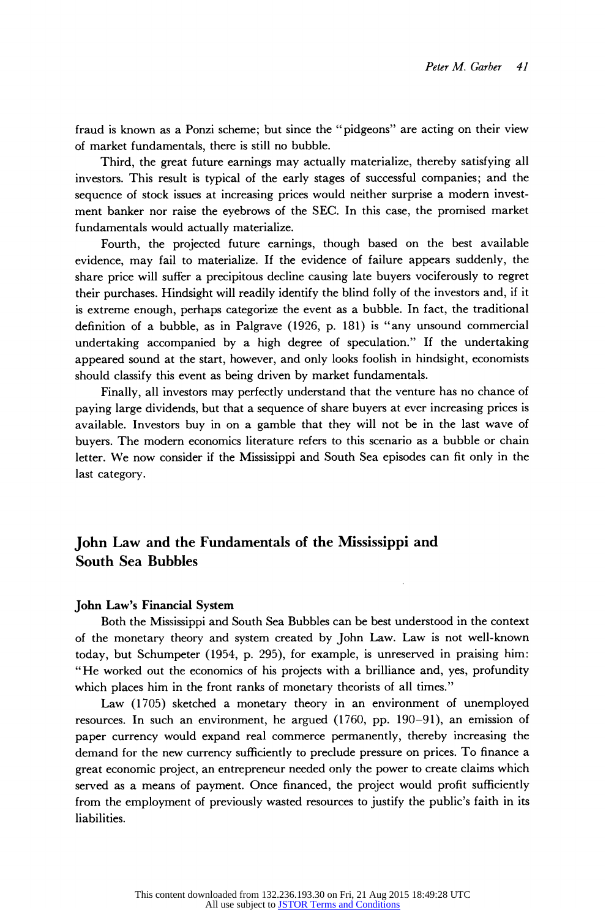fraud is known as a Ponzi scheme; but since the "pidgeons" are acting on their view of market fundamentals, there is still no bubble.

Third, the great future earnings may actually materialize, thereby satisfying all investors. This result is typical of the early stages of successful companies; and the sequence of stock issues at increasing prices would neither surprise a modern investment banker nor raise the eyebrows of the SEC. In this case, the promised market fundamentals would actually materialize.

Fourth, the projected future earnings, though based on the best available evidence, may fail to materialize. If the evidence of failure appears suddenly, the share price will suffer a precipitous decline causing late buyers vociferously to regret their purchases. Hindsight will readily identify the blind folly of the investors and, if it is extreme enough, perhaps categorize the event as a bubble. In fact, the traditional definition of a bubble, as in Palgrave (1926, p. 181) is "any unsound commercial undertaking accompanied by a high degree of speculation." If the undertaking appeared sound at the start, however, and only looks foolish in hindsight, economists should classify this event as being driven by market fundamentals.

Finally, all investors may perfectly understand that the venture has no chance of paying large dividends, but that a sequence of share buyers at ever increasing prices is available. Investors buy in on a gamble that they will not be in the last wave of buyers. The modern economics literature refers to this scenario as a bubble or chain letter. We now consider if the Mississippi and South Sea episodes can fit only in the last category.

## John Law and the Fundamentals of the Mississippi and South Sea Bubbles

### John Law's Financial System

Both the Mississippi and South Sea Bubbles can be best understood in the context of the monetary theory and system created by John Law. Law is not well-known today, but Schumpeter (1954, p. 295), for example, is unreserved in praising him: "He worked out the economics of his projects with a brilliance and, yes, profundity which places him in the front ranks of monetary theorists of all times."

Law (1705) sketched a monetary theory in an environment of unemployed resources. In such an environment, he argued (1760, pp. 190–91), an emission of paper currency would expand real commerce permanently, thereby increasing the demand for the new currency sufficiently to preclude pressure on prices. To finance a great economic project, an entrepreneur needed only the power to create claims which served as a means of payment. Once financed, the project would profit sufficiently from the employment of previously wasted resources to justify the public's faith in its liabilities.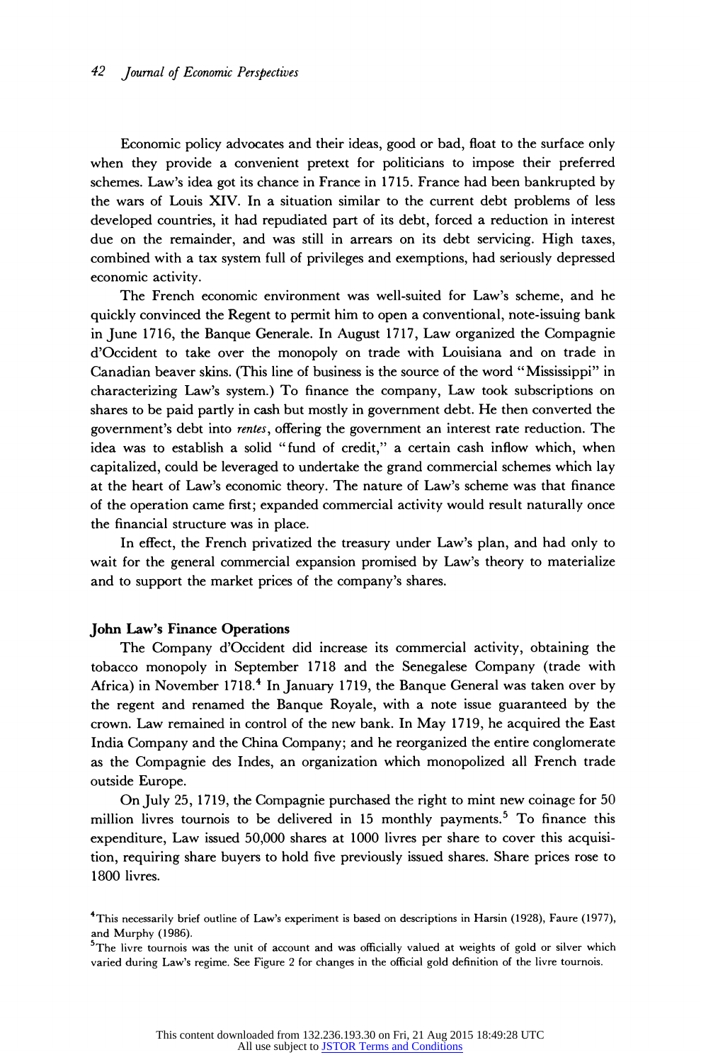Economic policy advocates and their ideas, good or bad, float to the surface only when they provide a convenient pretext for politicians to impose their preferred schemes. Law's idea got its chance in France in 1715. France had been bankrupted by the wars of Louis XIV. In a situation similar to the current debt problems of less developed countries, it had repudiated part of its debt, forced a reduction in interest due on the remainder, and was still in arrears on its debt servicing. High taxes, combined with a tax system full of privileges and exemptions, had seriously depressed economic activity.

The French economic environment was well-suited for Law's scheme, and he quickly convinced the Regent to permit him to open a conventional, note-issuing bank in June 1716, the Banque Generale. In August 1717, Law organized the Compagnie d'Occident to take over the monopoly on trade with Louisiana and on trade in Canadian beaver skins. (This line of business is the source of the word "Mississippi" in characterizing Law's system.) To finance the company, Law took subscriptions on shares to be paid partly in cash but mostly in government debt. He then converted the government's debt into *rentes*, offering the government an interest rate reduction. The idea was to establish a solid "fund of credit," a certain cash inflow which, when capitalized, could be leveraged to undertake the grand commercial schemes which lay at the heart of Law's economic theory. The nature of Law's scheme was that finance of the operation came first; expanded commercial activity would result naturally once the financial structure was in place.

In effect, the French privatized the treasury under Law's plan, and had only to wait for the general commercial expansion promised by Law's theory to materialize and to support the market prices of the company's shares.

### John Law's Finance Operations

The Company d'Occident did increase its commercial activity, obtaining the tobacco monopoly in September 1718 and the Senegalese Company (trade with Africa) in November 1718.[4] In January 1719, the Banque General was taken over by the regent and renamed the Banque Royale, with a note issue guaranteed by the crown. Law remained in control of the new bank. In May 1719, he acquired the East India Company and the China Company; and he reorganized the entire conglomerate as the Compagnie des Indes, an organization which monopolized all French trade outside Europe.

On July 25, 1719, the Compagnie purchased the right to mint new coinage for 50 million livres tournois to be delivered in 15 monthly payments.[5] To finance this expenditure, Law issued 50,000 shares at 1000 livres per share to cover this acquisition, requiring share buyers to hold five previously issued shares. Share prices rose to 1800 livres.

[4] This necessarily brief outline of Law's experiment is based on descriptions in Harsin (1928), Faure (1977), and Murphy (1986).

[5] The livre tournois was the unit of account and was officially valued at weights of gold or silver which varied during Law's regime. See Figure 2 for changes in the official gold definition of the livre tournois.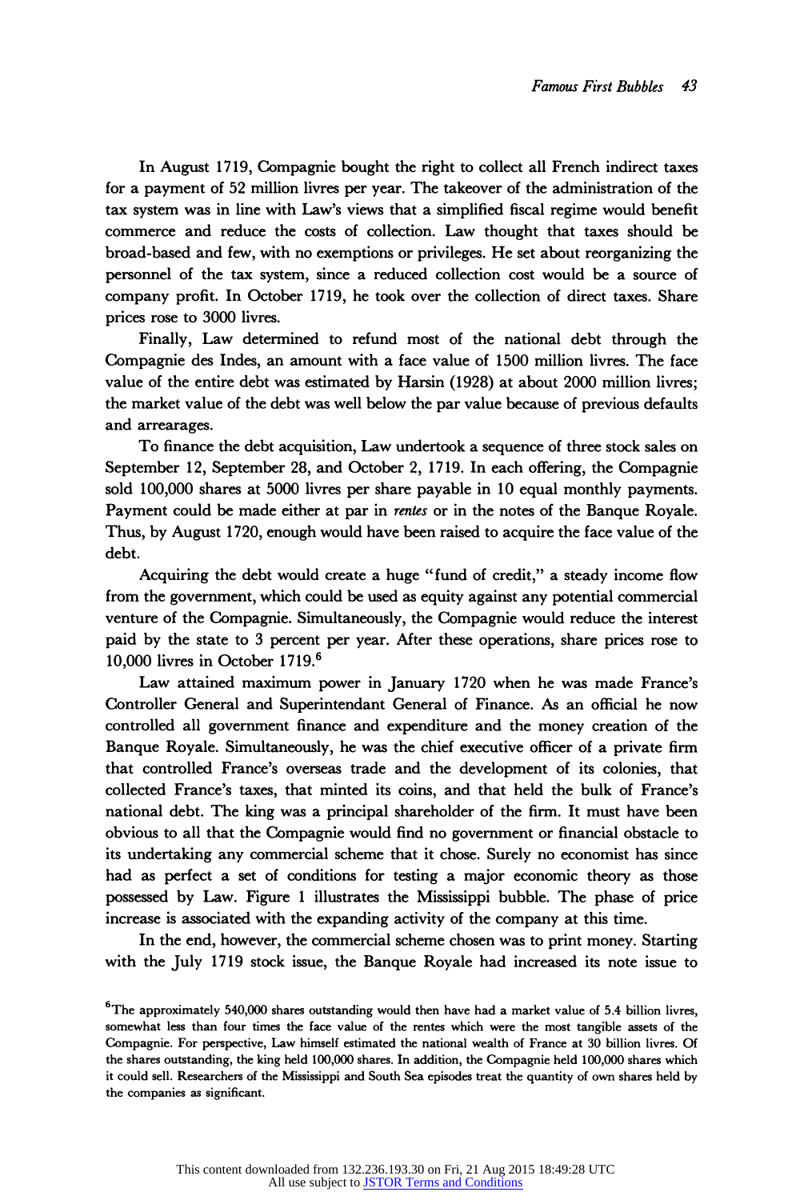In August 1719, Compagnie bought the right to collect all French indirect taxes for a payment of 52 million livres per year. The takeover of the administration of the tax system was in line with Law's views that a simplified fiscal regime would benefit commerce and reduce the costs of collection. Law thought that taxes should be broad-based and few, with no exemptions or privileges. He set about reorganizing the personnel of the tax system, since a reduced collection cost would be a source of company profit. In October 1719, he took over the collection of direct taxes. Share prices rose to 3000 livres.

Finally, Law determined to refund most of the national debt through the Compagnie des Indes, an amount with a face value of 1500 million livres. The face value of the entire debt was estimated by Harsin (1928) at about 2000 million livres; the market value of the debt was well below the par value because of previous defaults and arrearages.

To finance the debt acquisition, Law undertook a sequence of three stock sales on September 12, September 28, and October 2, 1719. In each offering, the Compagnie sold 100,000 shares at 5000 livres per share payable in 10 equal monthly payments. Payment could be made either at par in *rentes* or in the notes of the Banque Royale. Thus, by August 1720, enough would have been raised to acquire the face value of the debt.

Acquiring the debt would create a huge "fund of credit," a steady income flow from the government, which could be used as equity against any potential commercial venture of the Compagnie. Simultaneously, the Compagnie would reduce the interest paid by the state to 3 percent per year. After these operations, share prices rose to 10,000 livres in October 1719.[6]

Law attained maximum power in January 1720 when he was made France's Controller General and Superintendant General of Finance. As an official he now controlled all government finance and expenditure and the money creation of the Banque Royale. Simultaneously, he was the chief executive officer of a private firm that controlled France's overseas trade and the development of its colonies, that collected France's taxes, that minted its coins, and that held the bulk of France's national debt. The king was a principal shareholder of the firm. It must have been obvious to all that the Compagnie would find no government or financial obstacle to its undertaking any commercial scheme that it chose. Surely no economist has since had as perfect a set of conditions for testing a major economic theory as those possessed by Law. Figure 1 illustrates the Mississippi bubble. The phase of price increase is associated with the expanding activity of the company at this time.

In the end, however, the commercial scheme chosen was to print money. Starting with the July 1719 stock issue, the Banque Royale had increased its note issue to

[6] The approximately 540,000 shares outstanding would then have had a market value of 5.4 billion livres, somewhat less than four times the face value of the rentes which were the most tangible assets of the Compagnie. For perspective, Law himself estimated the national wealth of France at 30 billion livres. Of the shares outstanding, the king held 100,000 shares. In addition, the Compagnie held 100,000 shares which it could sell. Researchers of the Mississippi and South Sea episodes treat the quantity of own shares held by the companies as significant.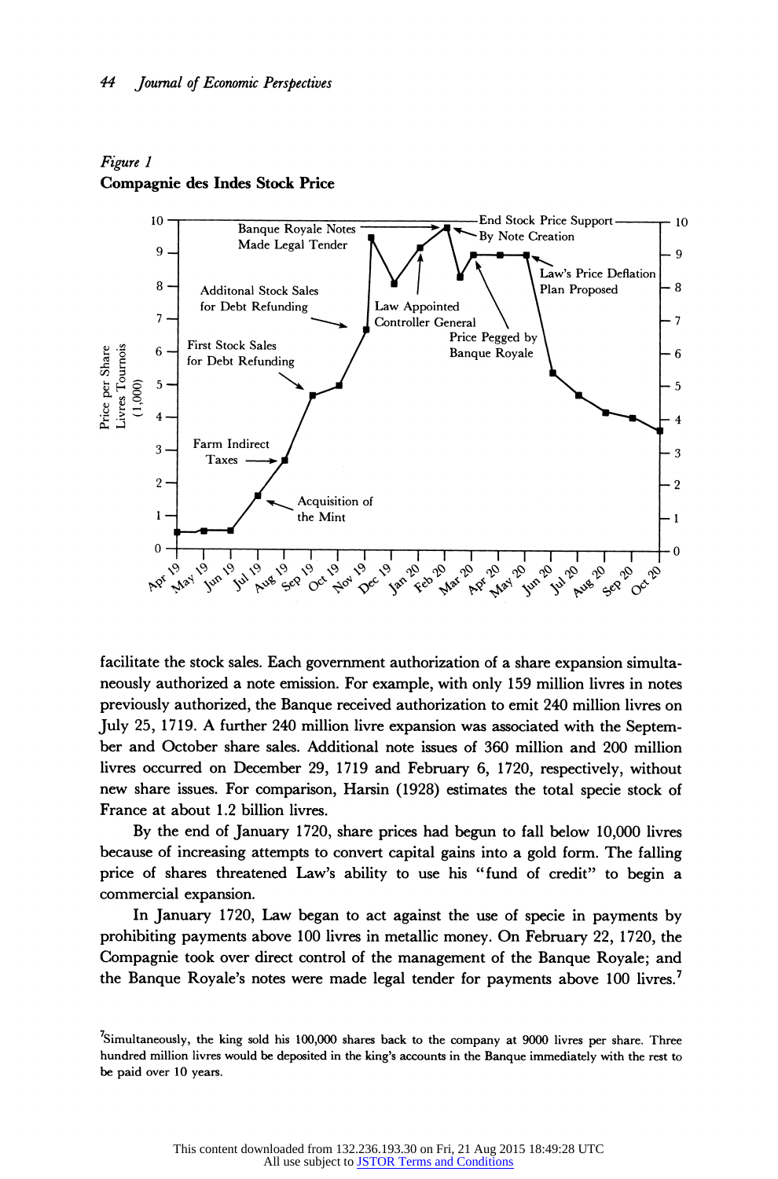*Figure 1*
**Compagnie des Indes Stock Price**

facilitate the stock sales. Each government authorization of a share expansion simultaneously authorized a note emission. For example, with only 159 million livres in notes previously authorized, the Banque received authorization to emit 240 million livres on July 25, 1719. A further 240 million livre expansion was associated with the September and October share sales. Additional note issues of 360 million and 200 million livres occurred on December 29, 1719 and February 6, 1720, respectively, without new share issues. For comparison, Harsin (1928) estimates the total specie stock of France at about 1.2 billion livres.

By the end of January 1720, share prices had begun to fall below 10,000 livres because of increasing attempts to convert capital gains into a gold form. The falling price of shares threatened Law's ability to use his "fund of credit" to begin a commercial expansion.

In January 1720, Law began to act against the use of specie in payments by prohibiting payments above 100 livres in metallic money. On February 22, 1720, the Compagnie took over direct control of the management of the Banque Royale; and the Banque Royale's notes were made legal tender for payments above 100 livres.[7]

[7]Simultaneously, the king sold his 100,000 shares back to the company at 9000 livres per share. Three hundred million livres would be deposited in the king's accounts in the Banque immediately with the rest to be paid over 10 years.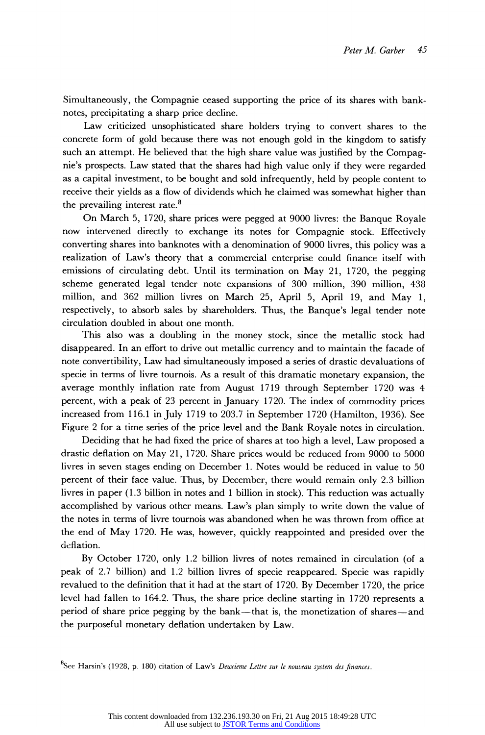Simultaneously, the Compagnie ceased supporting the price of its shares with banknotes, precipitating a sharp price decline.

Law criticized unsophisticated share holders trying to convert shares to the concrete form of gold because there was not enough gold in the kingdom to satisfy such an attempt. He believed that the high share value was justified by the Compagnie's prospects. Law stated that the shares had high value only if they were regarded as a capital investment, to be bought and sold infrequently, held by people content to receive their yields as a flow of dividends which he claimed was somewhat higher than the prevailing interest rate.[8]

On March 5, 1720, share prices were pegged at 9000 livres: the Banque Royale now intervened directly to exchange its notes for Compagnie stock. Effectively converting shares into banknotes with a denomination of 9000 livres, this policy was a realization of Law's theory that a commercial enterprise could finance itself with emissions of circulating debt. Until its termination on May 21, 1720, the pegging scheme generated legal tender note expansions of 300 million, 390 million, 438 million, and 362 million livres on March 25, April 5, April 19, and May 1, respectively, to absorb sales by shareholders. Thus, the Banque's legal tender note circulation doubled in about one month.

This also was a doubling in the money stock, since the metallic stock had disappeared. In an effort to drive out metallic currency and to maintain the facade of note convertibility, Law had simultaneously imposed a series of drastic devaluations of specie in terms of livre tournois. As a result of this dramatic monetary expansion, the average monthly inflation rate from August 1719 through September 1720 was 4 percent, with a peak of 23 percent in January 1720. The index of commodity prices increased from 116.1 in July 1719 to 203.7 in September 1720 (Hamilton, 1936). See Figure 2 for a time series of the price level and the Bank Royale notes in circulation.

Deciding that he had fixed the price of shares at too high a level, Law proposed a drastic deflation on May 21, 1720. Share prices would be reduced from 9000 to 5000 livres in seven stages ending on December 1. Notes would be reduced in value to 50 percent of their face value. Thus, by December, there would remain only 2.3 billion livres in paper (1.3 billion in notes and 1 billion in stock). This reduction was actually accomplished by various other means. Law's plan simply to write down the value of the notes in terms of livre tournois was abandoned when he was thrown from office at the end of May 1720. He was, however, quickly reappointed and presided over the deflation.

By October 1720, only 1.2 billion livres of notes remained in circulation (of a peak of 2.7 billion) and 1.2 billion livres of specie reappeared. Specie was rapidly revalued to the definition that it had at the start of 1720. By December 1720, the price level had fallen to 164.2. Thus, the share price decline starting in 1720 represents a period of share price pegging by the bank—that is, the monetization of shares—and the purposeful monetary deflation undertaken by Law.

[8]See Harsin's (1928, p. 180) citation of Law's *Deuxieme Lettre sur le nouveau system des finances*.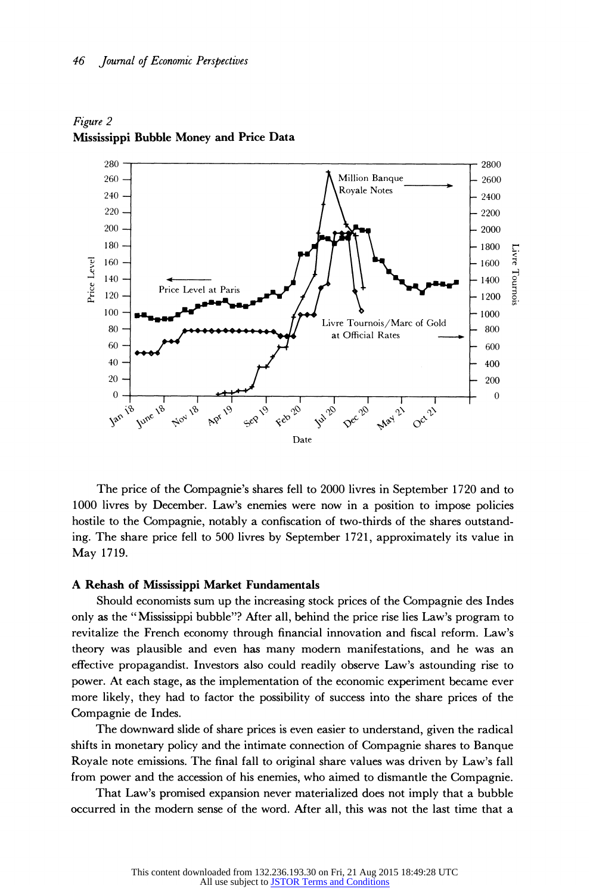*Figure 2*
**Mississippi Bubble Money and Price Data**

The price of the Compagnie's shares fell to 2000 livres in September 1720 and to 1000 livres by December. Law's enemies were now in a position to impose policies hostile to the Compagnie, notably a confiscation of two-thirds of the shares outstanding. The share price fell to 500 livres by September 1721, approximately its value in May 1719.

### A Rehash of Mississippi Market Fundamentals

Should economists sum up the increasing stock prices of the Compagnie des Indes only as the "Mississippi bubble"? After all, behind the price rise lies Law's program to revitalize the French economy through financial innovation and fiscal reform. Law's theory was plausible and even has many modern manifestations, and he was an effective propagandist. Investors also could readily observe Law's astounding rise to power. At each stage, as the implementation of the economic experiment became ever more likely, they had to factor the possibility of success into the share prices of the Compagnie de Indes.

The downward slide of share prices is even easier to understand, given the radical shifts in monetary policy and the intimate connection of Compagnie shares to Banque Royale note emissions. The final fall to original share values was driven by Law's fall from power and the accession of his enemies, who aimed to dismantle the Compagnie.

That Law's promised expansion never materialized does not imply that a bubble occurred in the modern sense of the word. After all, this was not the last time that a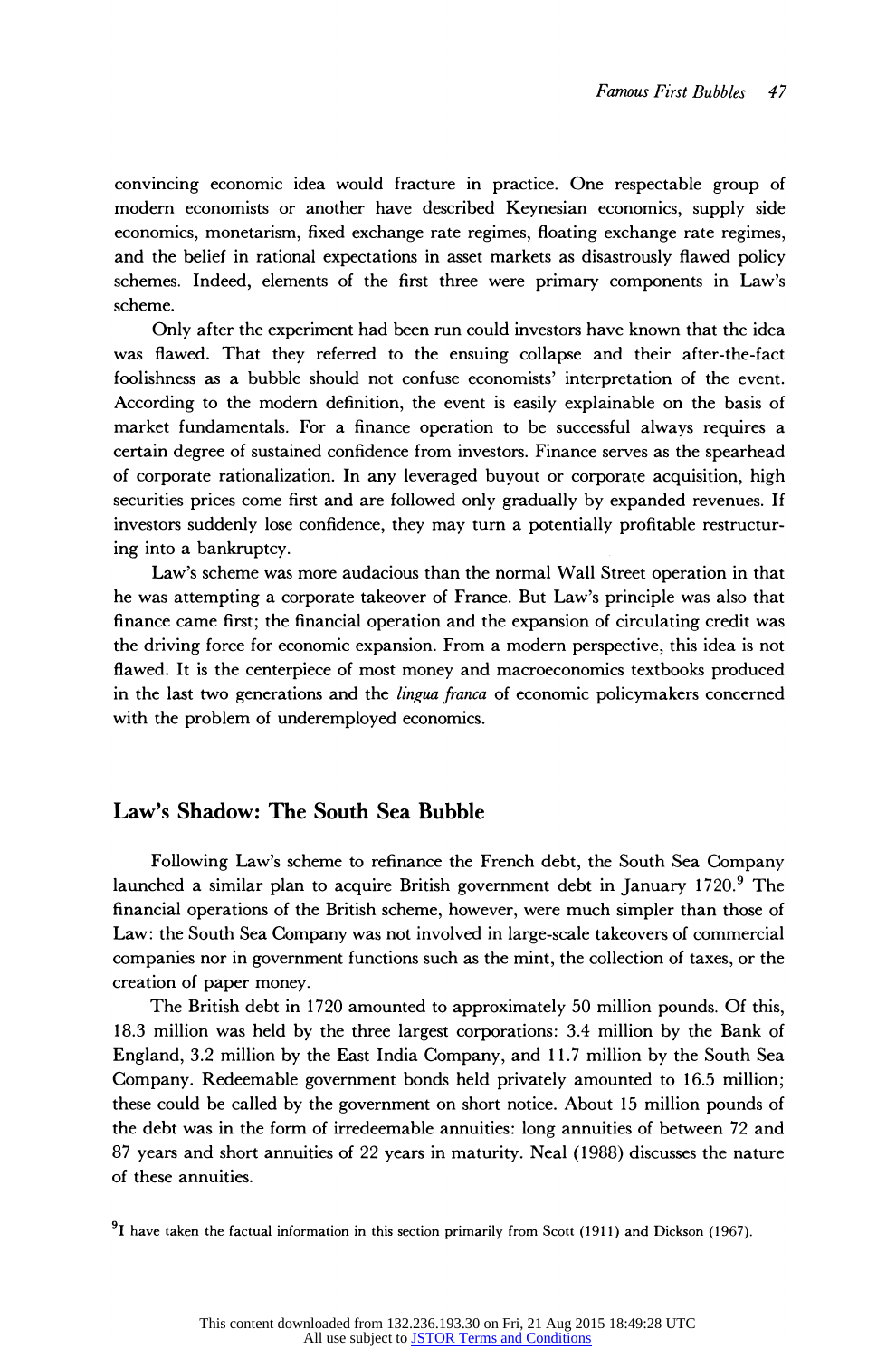convincing economic idea would fracture in practice. One respectable group of modern economists or another have described Keynesian economics, supply side economics, monetarism, fixed exchange rate regimes, floating exchange rate regimes, and the belief in rational expectations in asset markets as disastrously flawed policy schemes. Indeed, elements of the first three were primary components in Law's scheme.

Only after the experiment had been run could investors have known that the idea was flawed. That they referred to the ensuing collapse and their after-the-fact foolishness as a bubble should not confuse economists' interpretation of the event. According to the modern definition, the event is easily explainable on the basis of market fundamentals. For a finance operation to be successful always requires a certain degree of sustained confidence from investors. Finance serves as the spearhead of corporate rationalization. In any leveraged buyout or corporate acquisition, high securities prices come first and are followed only gradually by expanded revenues. If investors suddenly lose confidence, they may turn a potentially profitable restructuring into a bankruptcy.

Law's scheme was more audacious than the normal Wall Street operation in that he was attempting a corporate takeover of France. But Law's principle was also that finance came first; the financial operation and the expansion of circulating credit was the driving force for economic expansion. From a modern perspective, this idea is not flawed. It is the centerpiece of most money and macroeconomics textbooks produced in the last two generations and the *lingua franca* of economic policymakers concerned with the problem of underemployed economics.

## Law's Shadow: The South Sea Bubble

Following Law's scheme to refinance the French debt, the South Sea Company launched a similar plan to acquire British government debt in January 1720.[9] The financial operations of the British scheme, however, were much simpler than those of Law: the South Sea Company was not involved in large-scale takeovers of commercial companies nor in government functions such as the mint, the collection of taxes, or the creation of paper money.

The British debt in 1720 amounted to approximately 50 million pounds. Of this, 18.3 million was held by the three largest corporations: 3.4 million by the Bank of England, 3.2 million by the East India Company, and 11.7 million by the South Sea Company. Redeemable government bonds held privately amounted to 16.5 million; these could be called by the government on short notice. About 15 million pounds of the debt was in the form of irredeemable annuities: long annuities of between 72 and 87 years and short annuities of 22 years in maturity. Neal (1988) discusses the nature of these annuities.

[9] I have taken the factual information in this section primarily from Scott (1911) and Dickson (1967).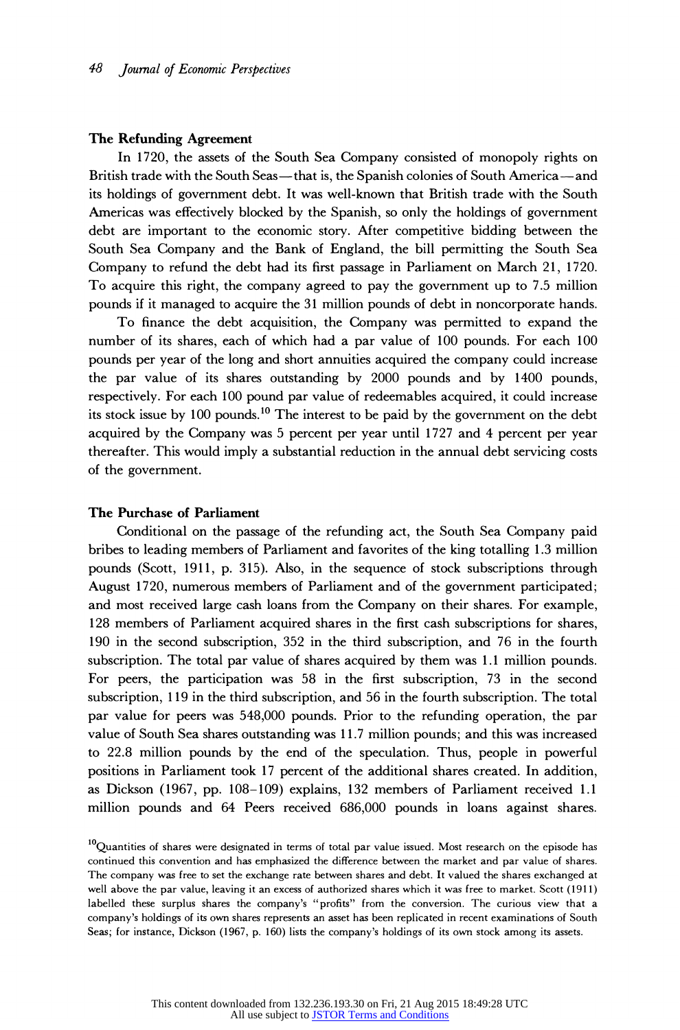### The Refunding Agreement

In 1720, the assets of the South Sea Company consisted of monopoly rights on British trade with the South Seas—that is, the Spanish colonies of South America—and its holdings of government debt. It was well-known that British trade with the South Americas was effectively blocked by the Spanish, so only the holdings of government debt are important to the economic story. After competitive bidding between the South Sea Company and the Bank of England, the bill permitting the South Sea Company to refund the debt had its first passage in Parliament on March 21, 1720. To acquire this right, the company agreed to pay the government up to 7.5 million pounds if it managed to acquire the 31 million pounds of debt in noncorporate hands.

To finance the debt acquisition, the Company was permitted to expand the number of its shares, each of which had a par value of 100 pounds. For each 100 pounds per year of the long and short annuities acquired the company could increase the par value of its shares outstanding by 2000 pounds and by 1400 pounds, respectively. For each 100 pound par value of redeemables acquired, it could increase its stock issue by 100 pounds.[10] The interest to be paid by the government on the debt acquired by the Company was 5 percent per year until 1727 and 4 percent per year thereafter. This would imply a substantial reduction in the annual debt servicing costs of the government.

### The Purchase of Parliament

Conditional on the passage of the refunding act, the South Sea Company paid bribes to leading members of Parliament and favorites of the king totalling 1.3 million pounds (Scott, 1911, p. 315). Also, in the sequence of stock subscriptions through August 1720, numerous members of Parliament and of the government participated; and most received large cash loans from the Company on their shares. For example, 128 members of Parliament acquired shares in the first cash subscriptions for shares, 190 in the second subscription, 352 in the third subscription, and 76 in the fourth subscription. The total par value of shares acquired by them was 1.1 million pounds. For peers, the participation was 58 in the first subscription, 73 in the second subscription, 119 in the third subscription, and 56 in the fourth subscription. The total par value for peers was 548,000 pounds. Prior to the refunding operation, the par value of South Sea shares outstanding was 11.7 million pounds; and this was increased to 22.8 million pounds by the end of the speculation. Thus, people in powerful positions in Parliament took 17 percent of the additional shares created. In addition, as Dickson (1967, pp. 108–109) explains, 132 members of Parliament received 1.1 million pounds and 64 Peers received 686,000 pounds in loans against shares.

[10]Quantities of shares were designated in terms of total par value issued. Most research on the episode has continued this convention and has emphasized the difference between the market and par value of shares. The company was free to set the exchange rate between shares and debt. It valued the shares exchanged at well above the par value, leaving it an excess of authorized shares which it was free to market. Scott (1911) labelled these surplus shares the company's "profits" from the conversion. The curious view that a company's holdings of its own shares represents an asset has been replicated in recent examinations of South Seas; for instance, Dickson (1967, p. 160) lists the company's holdings of its own stock among its assets.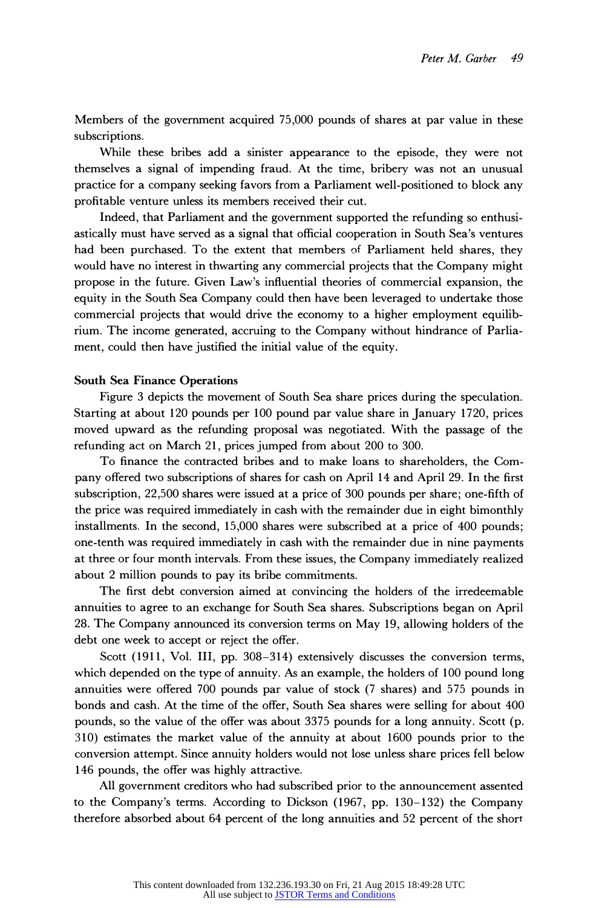Members of the government acquired 75,000 pounds of shares at par value in these subscriptions.

While these bribes add a sinister appearance to the episode, they were not themselves a signal of impending fraud. At the time, bribery was not an unusual practice for a company seeking favors from a Parliament well-positioned to block any profitable venture unless its members received their cut.

Indeed, that Parliament and the government supported the refunding so enthusiastically must have served as a signal that official cooperation in South Sea's ventures had been purchased. To the extent that members of Parliament held shares, they would have no interest in thwarting any commercial projects that the Company might propose in the future. Given Law's influential theories of commercial expansion, the equity in the South Sea Company could then have been leveraged to undertake those commercial projects that would drive the economy to a higher employment equilibrium. The income generated, accruing to the Company without hindrance of Parliament, could then have justified the initial value of the equity.

### South Sea Finance Operations

Figure 3 depicts the movement of South Sea share prices during the speculation. Starting at about 120 pounds per 100 pound par value share in January 1720, prices moved upward as the refunding proposal was negotiated. With the passage of the refunding act on March 21, prices jumped from about 200 to 300.

To finance the contracted bribes and to make loans to shareholders, the Company offered two subscriptions of shares for cash on April 14 and April 29. In the first subscription, 22,500 shares were issued at a price of 300 pounds per share; one-fifth of the price was required immediately in cash with the remainder due in eight bimonthly installments. In the second, 15,000 shares were subscribed at a price of 400 pounds; one-tenth was required immediately in cash with the remainder due in nine payments at three or four month intervals. From these issues, the Company immediately realized about 2 million pounds to pay its bribe commitments.

The first debt conversion aimed at convincing the holders of the irredeemable annuities to agree to an exchange for South Sea shares. Subscriptions began on April 28. The Company announced its conversion terms on May 19, allowing holders of the debt one week to accept or reject the offer.

Scott (1911, Vol. III, pp. 308–314) extensively discusses the conversion terms, which depended on the type of annuity. As an example, the holders of 100 pound long annuities were offered 700 pounds par value of stock (7 shares) and 575 pounds in bonds and cash. At the time of the offer, South Sea shares were selling for about 400 pounds, so the value of the offer was about 3375 pounds for a long annuity. Scott (p. 310) estimates the market value of the annuity at about 1600 pounds prior to the conversion attempt. Since annuity holders would not lose unless share prices fell below 146 pounds, the offer was highly attractive.

All government creditors who had subscribed prior to the announcement assented to the Company's terms. According to Dickson (1967, pp. 130–132) the Company therefore absorbed about 64 percent of the long annuities and 52 percent of the short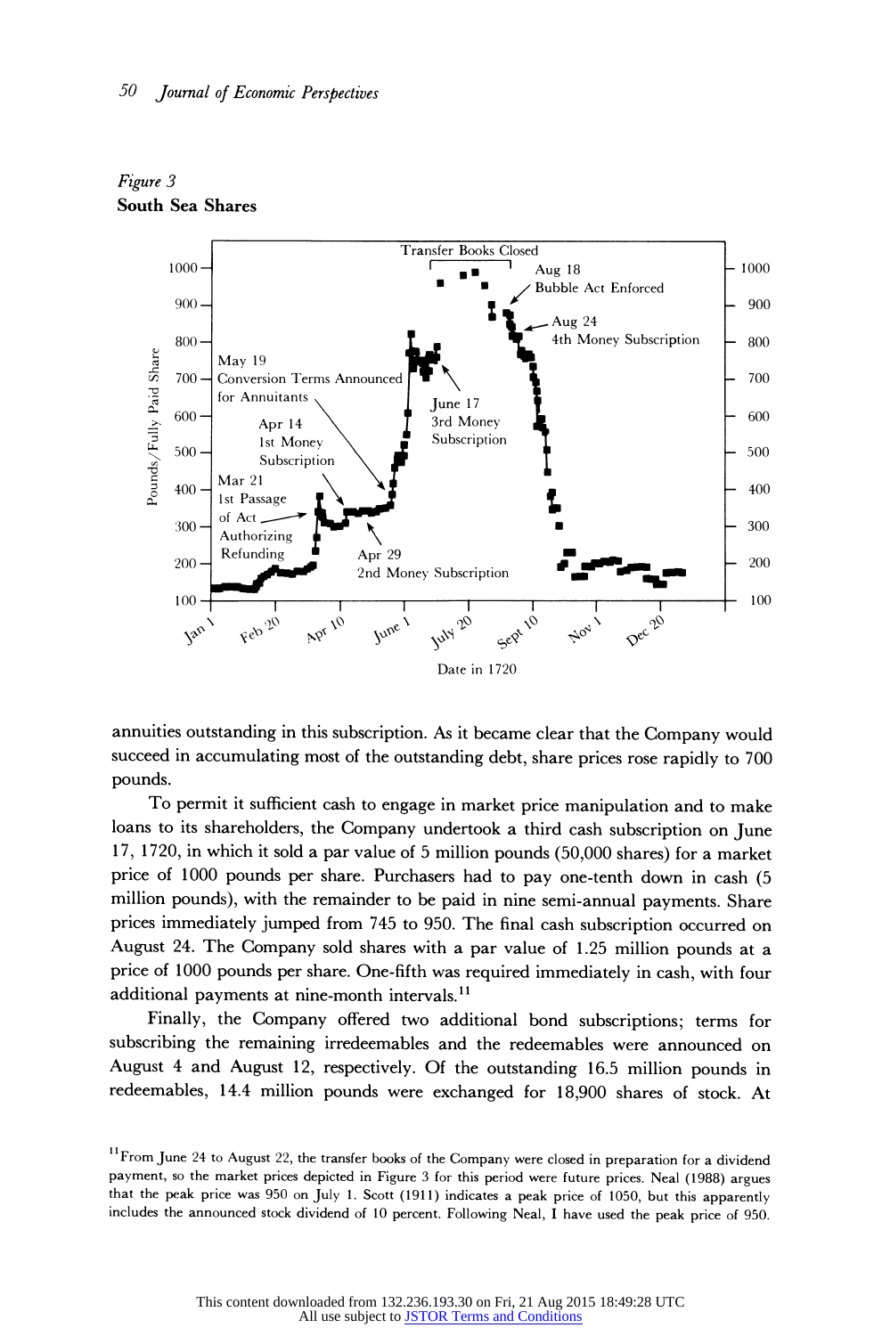*Figure 3*
**South Sea Shares**

annuities outstanding in this subscription. As it became clear that the Company would succeed in accumulating most of the outstanding debt, share prices rose rapidly to 700 pounds.

To permit it sufficient cash to engage in market price manipulation and to make loans to its shareholders, the Company undertook a third cash subscription on June 17, 1720, in which it sold a par value of 5 million pounds (50,000 shares) for a market price of 1000 pounds per share. Purchasers had to pay one-tenth down in cash (5 million pounds), with the remainder to be paid in nine semi-annual payments. Share prices immediately jumped from 745 to 950. The final cash subscription occurred on August 24. The Company sold shares with a par value of 1.25 million pounds at a price of 1000 pounds per share. One-fifth was required immediately in cash, with four additional payments at nine-month intervals.[11]

Finally, the Company offered two additional bond subscriptions; terms for subscribing the remaining irredeemables and the redeemables were announced on August 4 and August 12, respectively. Of the outstanding 16.5 million pounds in redeemables, 14.4 million pounds were exchanged for 18,900 shares of stock. At

[11]From June 24 to August 22, the transfer books of the Company were closed in preparation for a dividend payment, so the market prices depicted in Figure 3 for this period were future prices. Neal (1988) argues that the peak price was 950 on July 1. Scott (1911) indicates a peak price of 1050, but this apparently includes the announced stock dividend of 10 percent. Following Neal, I have used the peak price of 950.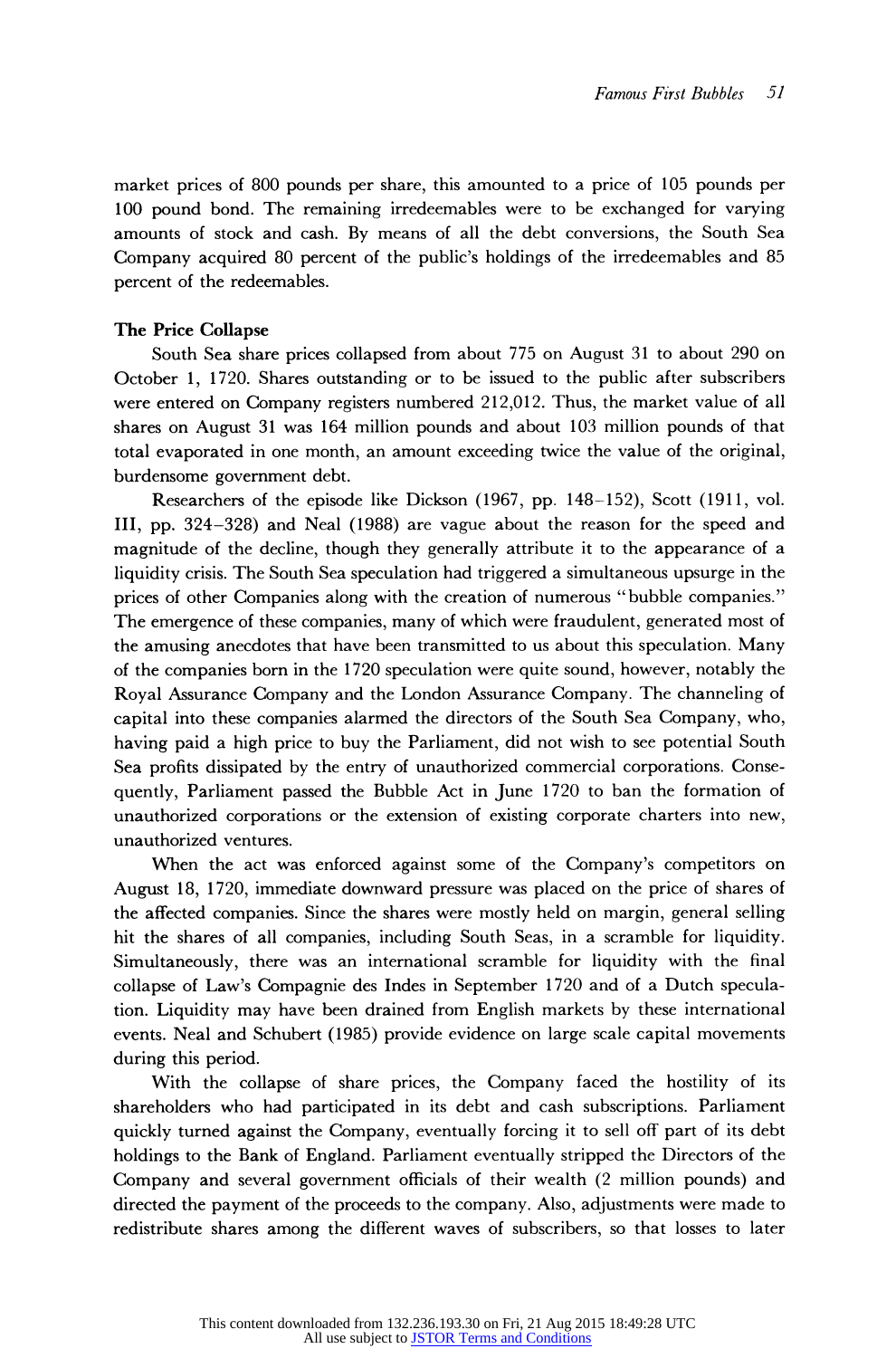market prices of 800 pounds per share, this amounted to a price of 105 pounds per 100 pound bond. The remaining irredeemables were to be exchanged for varying amounts of stock and cash. By means of all the debt conversions, the South Sea Company acquired 80 percent of the public's holdings of the irredeemables and 85 percent of the redeemables.

### The Price Collapse

South Sea share prices collapsed from about 775 on August 31 to about 290 on October 1, 1720. Shares outstanding or to be issued to the public after subscribers were entered on Company registers numbered 212,012. Thus, the market value of all shares on August 31 was 164 million pounds and about 103 million pounds of that total evaporated in one month, an amount exceeding twice the value of the original, burdensome government debt.

Researchers of the episode like Dickson (1967, pp. 148–152), Scott (1911, vol. III, pp. 324–328) and Neal (1988) are vague about the reason for the speed and magnitude of the decline, though they generally attribute it to the appearance of a liquidity crisis. The South Sea speculation had triggered a simultaneous upsurge in the prices of other Companies along with the creation of numerous "bubble companies." The emergence of these companies, many of which were fraudulent, generated most of the amusing anecdotes that have been transmitted to us about this speculation. Many of the companies born in the 1720 speculation were quite sound, however, notably the Royal Assurance Company and the London Assurance Company. The channeling of capital into these companies alarmed the directors of the South Sea Company, who, having paid a high price to buy the Parliament, did not wish to see potential South Sea profits dissipated by the entry of unauthorized commercial corporations. Consequently, Parliament passed the Bubble Act in June 1720 to ban the formation of unauthorized corporations or the extension of existing corporate charters into new, unauthorized ventures.

When the act was enforced against some of the Company's competitors on August 18, 1720, immediate downward pressure was placed on the price of shares of the affected companies. Since the shares were mostly held on margin, general selling hit the shares of all companies, including South Seas, in a scramble for liquidity. Simultaneously, there was an international scramble for liquidity with the final collapse of Law's Compagnie des Indes in September 1720 and of a Dutch speculation. Liquidity may have been drained from English markets by these international events. Neal and Schubert (1985) provide evidence on large scale capital movements during this period.

With the collapse of share prices, the Company faced the hostility of its shareholders who had participated in its debt and cash subscriptions. Parliament quickly turned against the Company, eventually forcing it to sell off part of its debt holdings to the Bank of England. Parliament eventually stripped the Directors of the Company and several government officials of their wealth (2 million pounds) and directed the payment of the proceeds to the company. Also, adjustments were made to redistribute shares among the different waves of subscribers, so that losses to later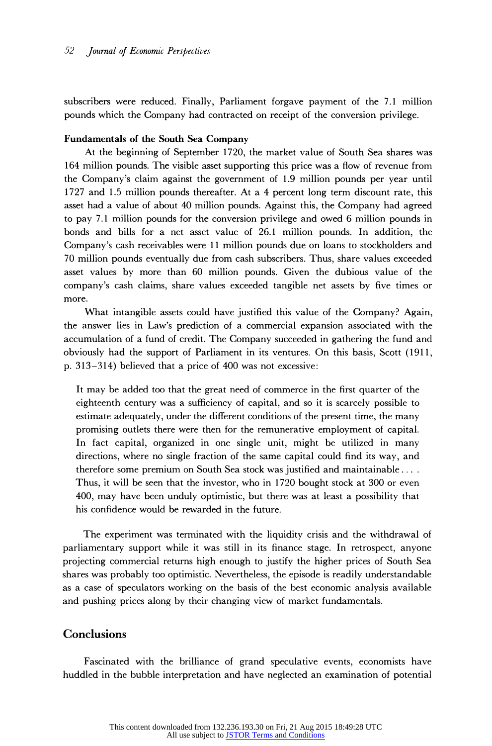subscribers were reduced. Finally, Parliament forgave payment of the 7.1 million pounds which the Company had contracted on receipt of the conversion privilege.

**Fundamentals of the South Sea Company**

At the beginning of September 1720, the market value of South Sea shares was 164 million pounds. The visible asset supporting this price was a flow of revenue from the Company's claim against the government of 1.9 million pounds per year until 1727 and 1.5 million pounds thereafter. At a 4 percent long term discount rate, this asset had a value of about 40 million pounds. Against this, the Company had agreed to pay 7.1 million pounds for the conversion privilege and owed 6 million pounds in bonds and bills for a net asset value of 26.1 million pounds. In addition, the Company's cash receivables were 11 million pounds due on loans to stockholders and 70 million pounds eventually due from cash subscribers. Thus, share values exceeded asset values by more than 60 million pounds. Given the dubious value of the company's cash claims, share values exceeded tangible net assets by five times or more.

What intangible assets could have justified this value of the Company? Again, the answer lies in Law's prediction of a commercial expansion associated with the accumulation of a fund of credit. The Company succeeded in gathering the fund and obviously had the support of Parliament in its ventures. On this basis, Scott (1911, p. 313–314) believed that a price of 400 was not excessive:

> It may be added too that the great need of commerce in the first quarter of the eighteenth century was a sufficiency of capital, and so it is scarcely possible to estimate adequately, under the different conditions of the present time, the many promising outlets there were then for the remunerative employment of capital. In fact capital, organized in one single unit, might be utilized in many directions, where no single fraction of the same capital could find its way, and therefore some premium on South Sea stock was justified and maintainable. . . . Thus, it will be seen that the investor, who in 1720 bought stock at 300 or even 400, may have been unduly optimistic, but there was at least a possibility that his confidence would be rewarded in the future.

The experiment was terminated with the liquidity crisis and the withdrawal of parliamentary support while it was still in its finance stage. In retrospect, anyone projecting commercial returns high enough to justify the higher prices of South Sea shares was probably too optimistic. Nevertheless, the episode is readily understandable as a case of speculators working on the basis of the best economic analysis available and pushing prices along by their changing view of market fundamentals.

## Conclusions

Fascinated with the brilliance of grand speculative events, economists have huddled in the bubble interpretation and have neglected an examination of potential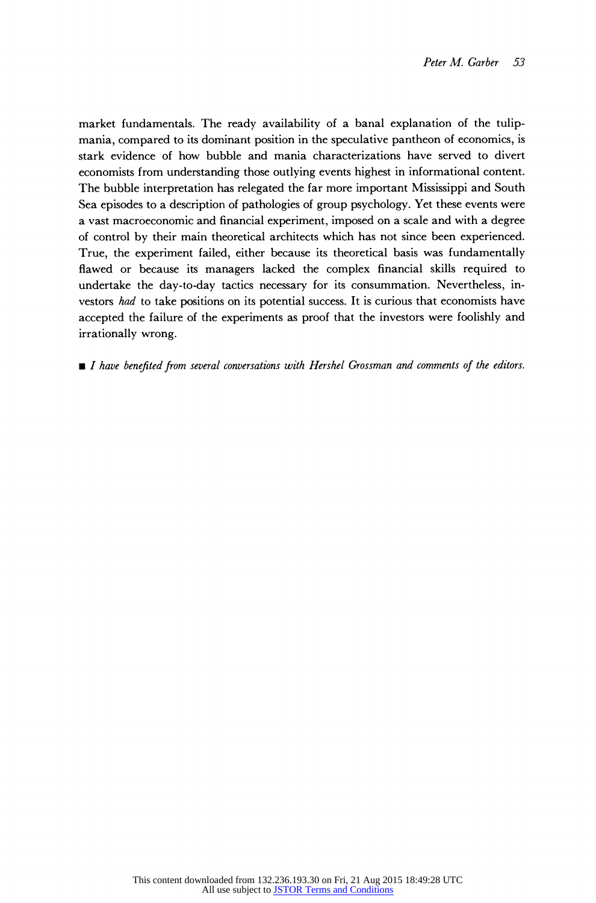market fundamentals. The ready availability of a banal explanation of the tulip-mania, compared to its dominant position in the speculative pantheon of economics, is stark evidence of how bubble and mania characterizations have served to divert economists from understanding those outlying events highest in informational content. The bubble interpretation has relegated the far more important Mississippi and South Sea episodes to a description of pathologies of group psychology. Yet these events were a vast macroeconomic and financial experiment, imposed on a scale and with a degree of control by their main theoretical architects which has not since been experienced. True, the experiment failed, either because its theoretical basis was fundamentally flawed or because its managers lacked the complex financial skills required to undertake the day-to-day tactics necessary for its consummation. Nevertheless, investors *had* to take positions on its potential success. It is curious that economists have accepted the failure of the experiments as proof that the investors were foolishly and irrationally wrong.

■ *I have benefited from several conversations with Hershel Grossman and comments of the editors.*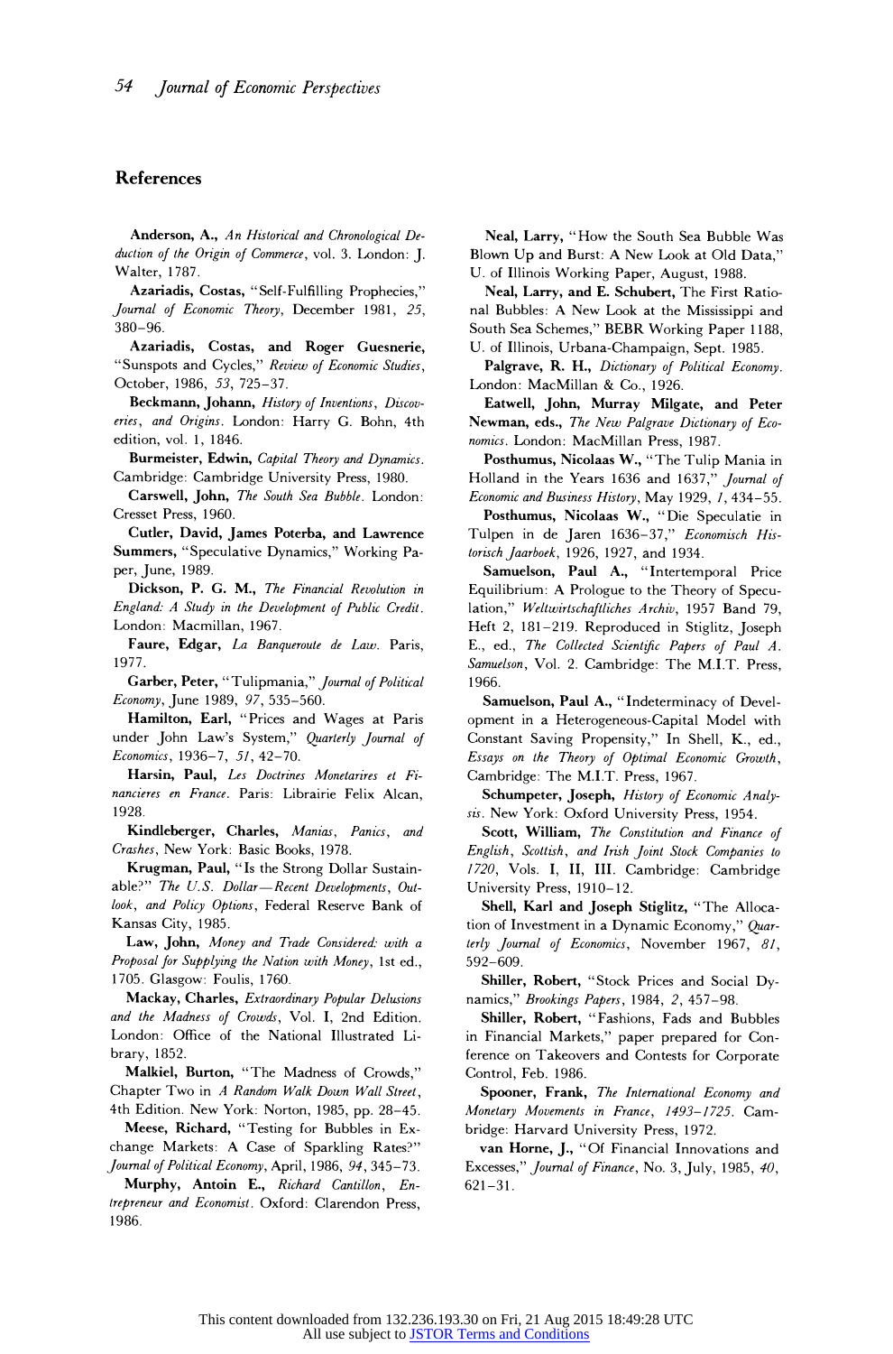## References

**Anderson, A.,** *An Historical and Chronological Deduction of the Origin of Commerce*, vol. 3. London: J. Walter, 1787.

**Azariadis, Costas,** "Self-Fulfilling Prophecies," *Journal of Economic Theory*, December 1981, *25*, 380–96.

**Azariadis, Costas, and Roger Guesnerie,** "Sunspots and Cycles," *Review of Economic Studies*, October, 1986, *53*, 725–37.

**Beckmann, Johann,** *History of Inventions, Discoveries, and Origins*. London: Harry G. Bohn, 4th edition, vol. 1, 1846.

**Burmeister, Edwin,** *Capital Theory and Dynamics*. Cambridge: Cambridge University Press, 1980.

**Carswell, John,** *The South Sea Bubble*. London: Cresset Press, 1960.

**Cutler, David, James Poterba, and Lawrence Summers,** "Speculative Dynamics," Working Paper, June, 1989.

**Dickson, P. G. M.,** *The Financial Revolution in England: A Study in the Development of Public Credit*. London: Macmillan, 1967.

**Faure, Edgar,** *La Banqueroute de Law*. Paris, 1977.

**Garber, Peter,** "Tulipmania," *Journal of Political Economy*, June 1989, *97*, 535–560.

**Hamilton, Earl,** "Prices and Wages at Paris under John Law's System," *Quarterly Journal of Economics*, 1936–7, *51*, 42–70.

**Harsin, Paul,** *Les Doctrines Monetarires et Financieres en France*. Paris: Librairie Felix Alcan, 1928.

**Kindleberger, Charles,** *Manias, Panics, and Crashes*, New York: Basic Books, 1978.

**Krugman, Paul,** "Is the Strong Dollar Sustainable?" *The U.S. Dollar—Recent Developments, Outlook, and Policy Options*, Federal Reserve Bank of Kansas City, 1985.

**Law, John,** *Money and Trade Considered: with a Proposal for Supplying the Nation with Money*, 1st ed., 1705. Glasgow: Foulis, 1760.

**Mackay, Charles,** *Extraordinary Popular Delusions and the Madness of Crowds*, Vol. I, 2nd Edition. London: Office of the National Illustrated Library, 1852.

**Malkiel, Burton,** "The Madness of Crowds," Chapter Two in *A Random Walk Down Wall Street*, 4th Edition. New York: Norton, 1985, pp. 28–45.

**Meese, Richard,** "Testing for Bubbles in Exchange Markets: A Case of Sparkling Rates?" *Journal of Political Economy*, April, 1986, *94*, 345–73.

**Murphy, Antoin E.,** *Richard Cantillon, Entrepreneur and Economist*. Oxford: Clarendon Press, 1986.

**Neal, Larry,** "How the South Sea Bubble Was Blown Up and Burst: A New Look at Old Data," U. of Illinois Working Paper, August, 1988.

**Neal, Larry, and E. Schubert,** The First Rational Bubbles: A New Look at the Mississippi and South Sea Schemes," BEBR Working Paper 1188, U. of Illinois, Urbana-Champaign, Sept. 1985.

**Palgrave, R. H.,** *Dictionary of Political Economy*. London: MacMillan & Co., 1926.

**Eatwell, John, Murray Milgate, and Peter Newman, eds.,** *The New Palgrave Dictionary of Economics*. London: MacMillan Press, 1987.

**Posthumus, Nicolaas W.,** "The Tulip Mania in Holland in the Years 1636 and 1637," *Journal of Economic and Business History*, May 1929, *1*, 434–55.

**Posthumus, Nicolaas W.,** "Die Speculatie in Tulpen in de Jaren 1636–37," *Economisch Historisch Jaarboek*, 1926, 1927, and 1934.

**Samuelson, Paul A.,** "Intertemporal Price Equilibrium: A Prologue to the Theory of Speculation," *Weltwirtschaftliches Archiv*, 1957 Band 79, Heft 2, 181–219. Reproduced in Stiglitz, Joseph E., ed., *The Collected Scientific Papers of Paul A. Samuelson*, Vol. 2. Cambridge: The M.I.T. Press, 1966.

**Samuelson, Paul A.,** "Indeterminacy of Development in a Heterogeneous-Capital Model with Constant Saving Propensity," In Shell, K., ed., *Essays on the Theory of Optimal Economic Growth*, Cambridge: The M.I.T. Press, 1967.

**Schumpeter, Joseph,** *History of Economic Analysis*. New York: Oxford University Press, 1954.

**Scott, William,** *The Constitution and Finance of English, Scottish, and Irish Joint Stock Companies to 1720*, Vols. I, II, III. Cambridge: Cambridge University Press, 1910–12.

**Shell, Karl and Joseph Stiglitz,** "The Allocation of Investment in a Dynamic Economy," *Quarterly Journal of Economics*, November 1967, *81*, 592–609.

**Shiller, Robert,** "Stock Prices and Social Dynamics," *Brookings Papers*, 1984, *2*, 457–98.

**Shiller, Robert,** "Fashions, Fads and Bubbles in Financial Markets," paper prepared for Conference on Takeovers and Contests for Corporate Control, Feb. 1986.

**Spooner, Frank,** *The International Economy and Monetary Movements in France, 1493–1725*. Cambridge: Harvard University Press, 1972.

**van Horne, J.,** "Of Financial Innovations and Excesses," *Journal of Finance*, No. 3, July, 1985, *40*, 621–31.